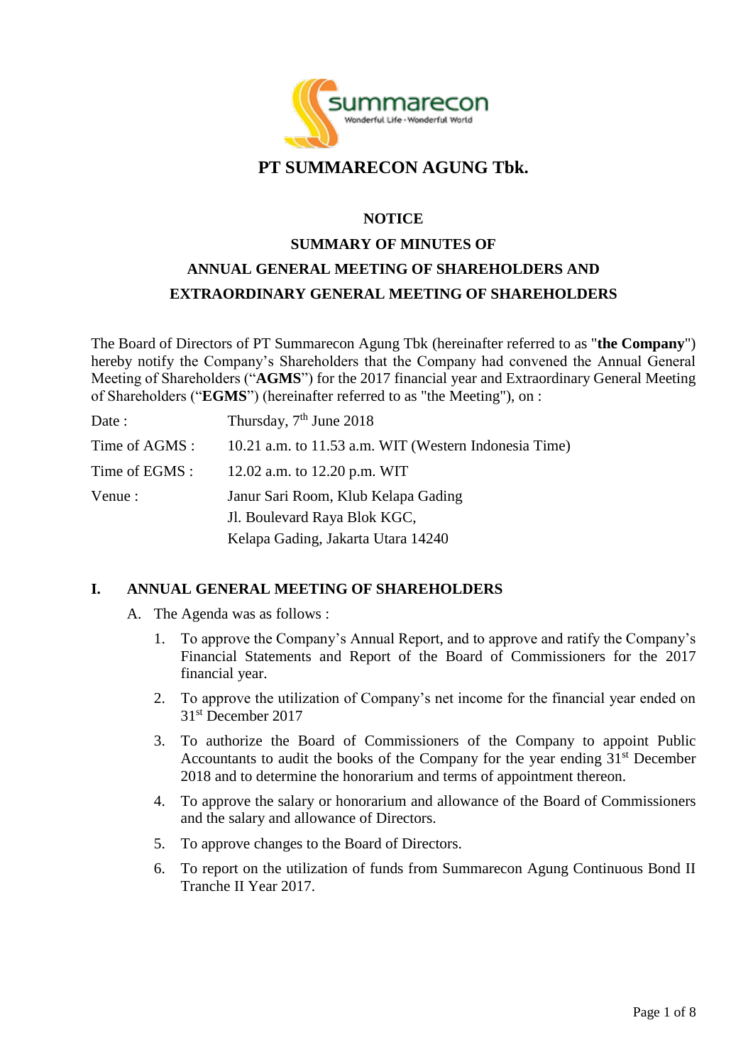# PT SUMMARECON AGUNG Tbk.

## NOTICE

## SUMMARY OF MINUTES OF ANNUAL GENERAL MEETING OF SHAREHOLDERS AND EXTRAORDINARY GENERAL MEETING OF SHAREHOLDERS

The Board of Directors of PT Summarecon Agung Tbk (hereinafter referred to as "**the Company**") hereby notify the Company's Shareholders that the Company had convened the Annual General Meeting of Shareholders ("**AGMS**") for the 2017 financial year and Extraordinary General Meeting of Shareholders ("**EGMS**") (hereinafter referred to as "the Meeting"), on :

| | |
|---|---|
| Date : | Thursday, 7th June 2018 |
| Time of AGMS : | 10.21 a.m. to 11.53 a.m. WIT (Western Indonesia Time) |
| Time of EGMS : | 12.02 a.m. to 12.20 p.m. WIT |
| Venue : | Janur Sari Room, Klub Kelapa Gading<br>Jl. Boulevard Raya Blok KGC,<br>Kelapa Gading, Jakarta Utara 14240 |

### I. ANNUAL GENERAL MEETING OF SHAREHOLDERS

A. The Agenda was as follows :

1. To approve the Company's Annual Report, and to approve and ratify the Company's Financial Statements and Report of the Board of Commissioners for the 2017 financial year.
2. To approve the utilization of Company's net income for the financial year ended on 31st December 2017
3. To authorize the Board of Commissioners of the Company to appoint Public Accountants to audit the books of the Company for the year ending 31st December 2018 and to determine the honorarium and terms of appointment thereon.
4. To approve the salary or honorarium and allowance of the Board of Commissioners and the salary and allowance of Directors.
5. To approve changes to the Board of Directors.
6. To report on the utilization of funds from Summarecon Agung Continuous Bond II Tranche II Year 2017.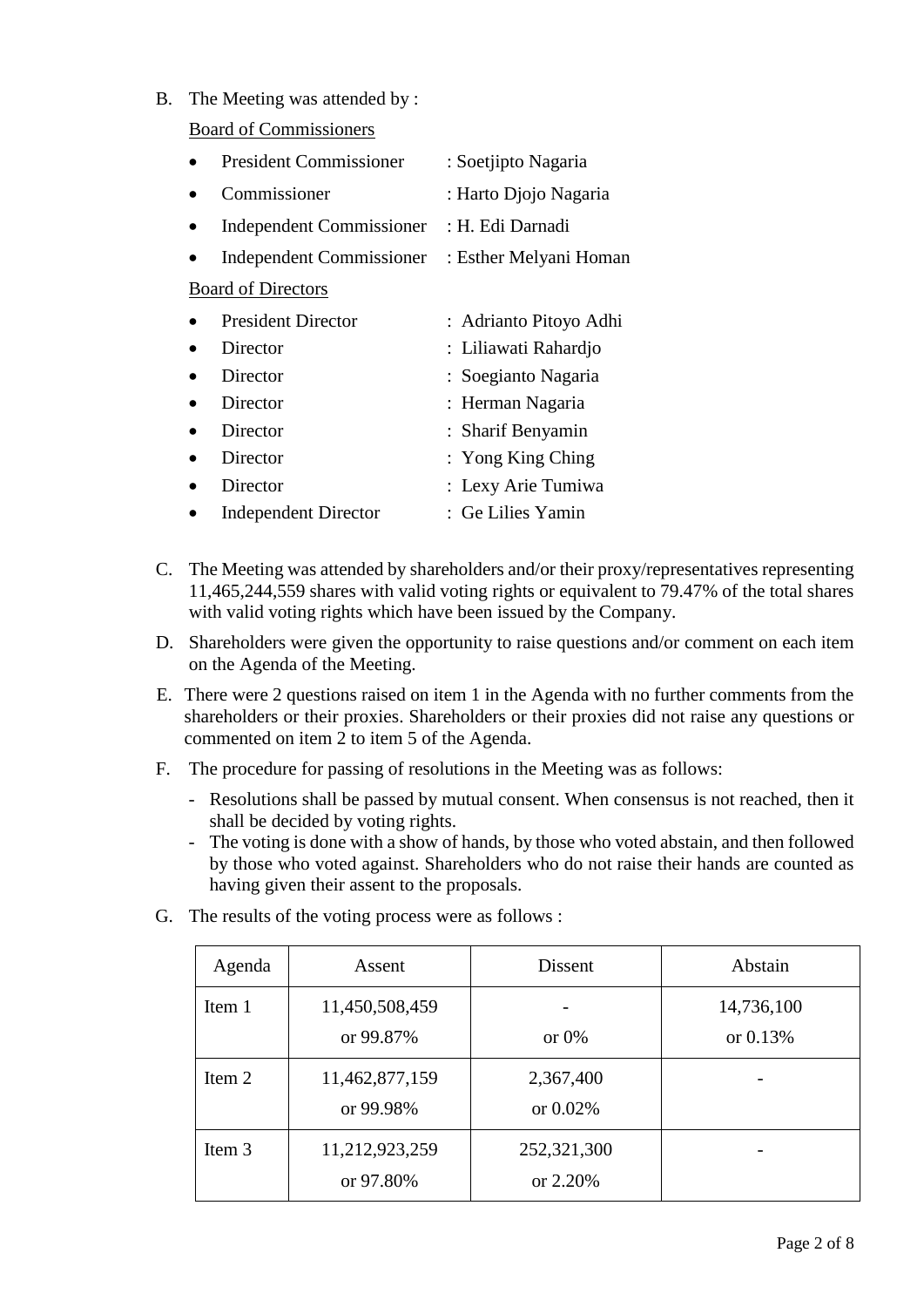B. The Meeting was attended by :

Board of Commissioners

- President Commissioner : Soetjipto Nagaria
- Commissioner : Harto Djojo Nagaria
- Independent Commissioner : H. Edi Darnadi
- Independent Commissioner : Esther Melyani Homan

Board of Directors

- President Director : Adrianto Pitoyo Adhi
- Director : Liliawati Rahardjo
- Director : Soegianto Nagaria
- Director : Herman Nagaria
- Director : Sharif Benyamin
- Director : Yong King Ching
- Director : Lexy Arie Tumiwa
- Independent Director : Ge Lilies Yamin

C. The Meeting was attended by shareholders and/or their proxy/representatives representing 11,465,244,559 shares with valid voting rights or equivalent to 79.47% of the total shares with valid voting rights which have been issued by the Company.

D. Shareholders were given the opportunity to raise questions and/or comment on each item on the Agenda of the Meeting.

E. There were 2 questions raised on item 1 in the Agenda with no further comments from the shareholders or their proxies. Shareholders or their proxies did not raise any questions or commented on item 2 to item 5 of the Agenda.

F. The procedure for passing of resolutions in the Meeting was as follows:

- Resolutions shall be passed by mutual consent. When consensus is not reached, then it shall be decided by voting rights.
- The voting is done with a show of hands, by those who voted abstain, and then followed by those who voted against. Shareholders who do not raise their hands are counted as having given their assent to the proposals.

G. The results of the voting process were as follows :

| Agenda | Assent | Dissent | Abstain |
|---|---|---|---|
| Item 1 | 11,450,508,459 or 99.87% | - or 0% | 14,736,100 or 0.13% |
| Item 2 | 11,462,877,159 or 99.98% | 2,367,400 or 0.02% | - |
| Item 3 | 11,212,923,259 or 97.80% | 252,321,300 or 2.20% | - |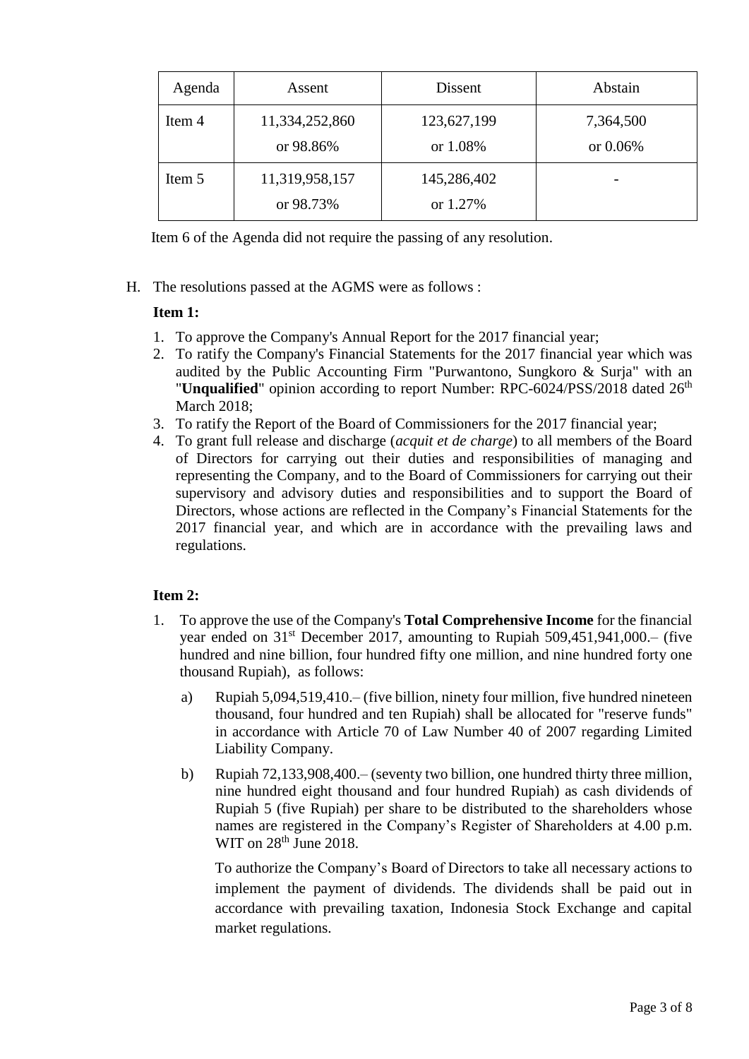| Agenda | Assent | Dissent | Abstain |
|---|---|---|---|
| Item 4 | 11,334,252,860 or 98.86% | 123,627,199 or 1.08% | 7,364,500 or 0.06% |
| Item 5 | 11,319,958,157 or 98.73% | 145,286,402 or 1.27% | - |

Item 6 of the Agenda did not require the passing of any resolution.

H. The resolutions passed at the AGMS were as follows :

**Item 1:**

1. To approve the Company's Annual Report for the 2017 financial year;
2. To ratify the Company's Financial Statements for the 2017 financial year which was audited by the Public Accounting Firm "Purwantono, Sungkoro & Surja" with an "**Unqualified**" opinion according to report Number: RPC-6024/PSS/2018 dated 26th March 2018;
3. To ratify the Report of the Board of Commissioners for the 2017 financial year;
4. To grant full release and discharge (*acquit et de charge*) to all members of the Board of Directors for carrying out their duties and responsibilities of managing and representing the Company, and to the Board of Commissioners for carrying out their supervisory and advisory duties and responsibilities and to support the Board of Directors, whose actions are reflected in the Company's Financial Statements for the 2017 financial year, and which are in accordance with the prevailing laws and regulations.

**Item 2:**

1. To approve the use of the Company's **Total Comprehensive Income** for the financial year ended on 31st December 2017, amounting to Rupiah 509,451,941,000.– (five hundred and nine billion, four hundred fifty one million, and nine hundred forty one thousand Rupiah), as follows:

   a) Rupiah 5,094,519,410.– (five billion, ninety four million, five hundred nineteen thousand, four hundred and ten Rupiah) shall be allocated for "reserve funds" in accordance with Article 70 of Law Number 40 of 2007 regarding Limited Liability Company.

   b) Rupiah 72,133,908,400.– (seventy two billion, one hundred thirty three million, nine hundred eight thousand and four hundred Rupiah) as cash dividends of Rupiah 5 (five Rupiah) per share to be distributed to the shareholders whose names are registered in the Company's Register of Shareholders at 4.00 p.m. WIT on 28th June 2018.

   To authorize the Company's Board of Directors to take all necessary actions to implement the payment of dividends. The dividends shall be paid out in accordance with prevailing taxation, Indonesia Stock Exchange and capital market regulations.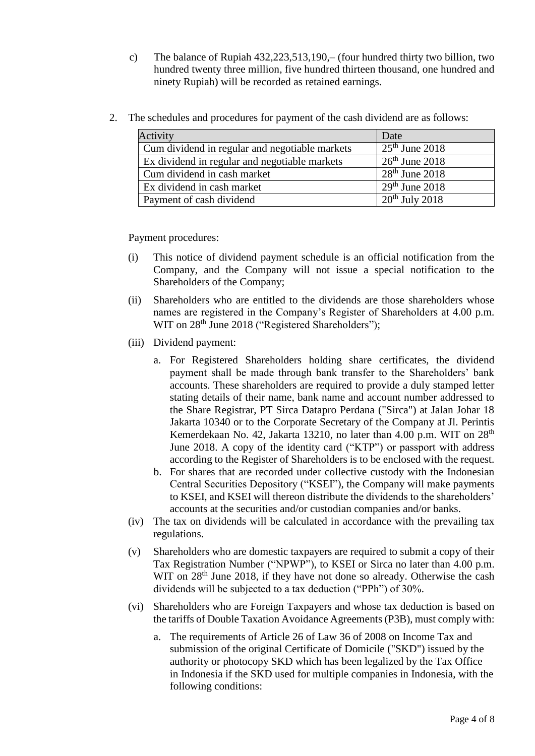c) The balance of Rupiah 432,223,513,190,– (four hundred thirty two billion, two hundred twenty three million, five hundred thirteen thousand, one hundred and ninety Rupiah) will be recorded as retained earnings.

2. The schedules and procedures for payment of the cash dividend are as follows:

| Activity | Date |
|---|---|
| Cum dividend in regular and negotiable markets | 25th June 2018 |
| Ex dividend in regular and negotiable markets | 26th June 2018 |
| Cum dividend in cash market | 28th June 2018 |
| Ex dividend in cash market | 29th June 2018 |
| Payment of cash dividend | 20th July 2018 |

Payment procedures:

(i) This notice of dividend payment schedule is an official notification from the Company, and the Company will not issue a special notification to the Shareholders of the Company;

(ii) Shareholders who are entitled to the dividends are those shareholders whose names are registered in the Company's Register of Shareholders at 4.00 p.m. WIT on 28th June 2018 ("Registered Shareholders");

(iii) Dividend payment:

a. For Registered Shareholders holding share certificates, the dividend payment shall be made through bank transfer to the Shareholders' bank accounts. These shareholders are required to provide a duly stamped letter stating details of their name, bank name and account number addressed to the Share Registrar, PT Sirca Datapro Perdana ("Sirca") at Jalan Johar 18 Jakarta 10340 or to the Corporate Secretary of the Company at Jl. Perintis Kemerdekaan No. 42, Jakarta 13210, no later than 4.00 p.m. WIT on 28th June 2018. A copy of the identity card ("KTP") or passport with address according to the Register of Shareholders is to be enclosed with the request.

b. For shares that are recorded under collective custody with the Indonesian Central Securities Depository ("KSEI"), the Company will make payments to KSEI, and KSEI will thereon distribute the dividends to the shareholders' accounts at the securities and/or custodian companies and/or banks.

(iv) The tax on dividends will be calculated in accordance with the prevailing tax regulations.

(v) Shareholders who are domestic taxpayers are required to submit a copy of their Tax Registration Number ("NPWP"), to KSEI or Sirca no later than 4.00 p.m. WIT on 28th June 2018, if they have not done so already. Otherwise the cash dividends will be subjected to a tax deduction ("PPh") of 30%.

(vi) Shareholders who are Foreign Taxpayers and whose tax deduction is based on the tariffs of Double Taxation Avoidance Agreements (P3B), must comply with:

a. The requirements of Article 26 of Law 36 of 2008 on Income Tax and submission of the original Certificate of Domicile ("SKD") issued by the authority or photocopy SKD which has been legalized by the Tax Office in Indonesia if the SKD used for multiple companies in Indonesia, with the following conditions: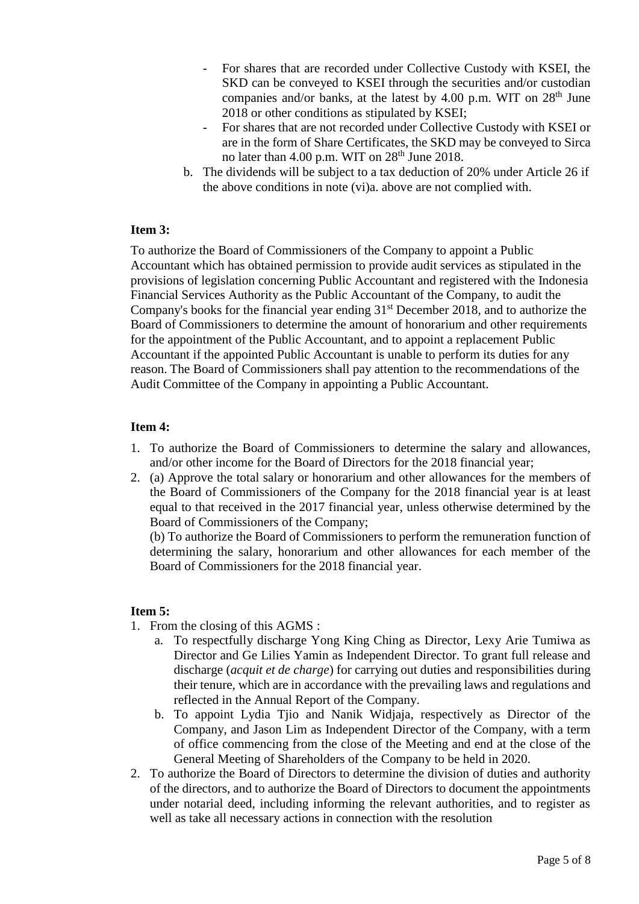- For shares that are recorded under Collective Custody with KSEI, the SKD can be conveyed to KSEI through the securities and/or custodian companies and/or banks, at the latest by 4.00 p.m. WIT on 28th June 2018 or other conditions as stipulated by KSEI;
  - For shares that are not recorded under Collective Custody with KSEI or are in the form of Share Certificates, the SKD may be conveyed to Sirca no later than 4.00 p.m. WIT on 28th June 2018.

b. The dividends will be subject to a tax deduction of 20% under Article 26 if the above conditions in note (vi)a. above are not complied with.

**Item 3:**

To authorize the Board of Commissioners of the Company to appoint a Public Accountant which has obtained permission to provide audit services as stipulated in the provisions of legislation concerning Public Accountant and registered with the Indonesia Financial Services Authority as the Public Accountant of the Company, to audit the Company's books for the financial year ending 31st December 2018, and to authorize the Board of Commissioners to determine the amount of honorarium and other requirements for the appointment of the Public Accountant, and to appoint a replacement Public Accountant if the appointed Public Accountant is unable to perform its duties for any reason. The Board of Commissioners shall pay attention to the recommendations of the Audit Committee of the Company in appointing a Public Accountant.

**Item 4:**

1. To authorize the Board of Commissioners to determine the salary and allowances, and/or other income for the Board of Directors for the 2018 financial year;
2. (a) Approve the total salary or honorarium and other allowances for the members of the Board of Commissioners of the Company for the 2018 financial year is at least equal to that received in the 2017 financial year, unless otherwise determined by the Board of Commissioners of the Company;

   (b) To authorize the Board of Commissioners to perform the remuneration function of determining the salary, honorarium and other allowances for each member of the Board of Commissioners for the 2018 financial year.

**Item 5:**

1. From the closing of this AGMS :
   a. To respectfully discharge Yong King Ching as Director, Lexy Arie Tumiwa as Director and Ge Lilies Yamin as Independent Director. To grant full release and discharge (*acquit et de charge*) for carrying out duties and responsibilities during their tenure, which are in accordance with the prevailing laws and regulations and reflected in the Annual Report of the Company.
   b. To appoint Lydia Tjio and Nanik Widjaja, respectively as Director of the Company, and Jason Lim as Independent Director of the Company, with a term of office commencing from the close of the Meeting and end at the close of the General Meeting of Shareholders of the Company to be held in 2020.
2. To authorize the Board of Directors to determine the division of duties and authority of the directors, and to authorize the Board of Directors to document the appointments under notarial deed, including informing the relevant authorities, and to register as well as take all necessary actions in connection with the resolution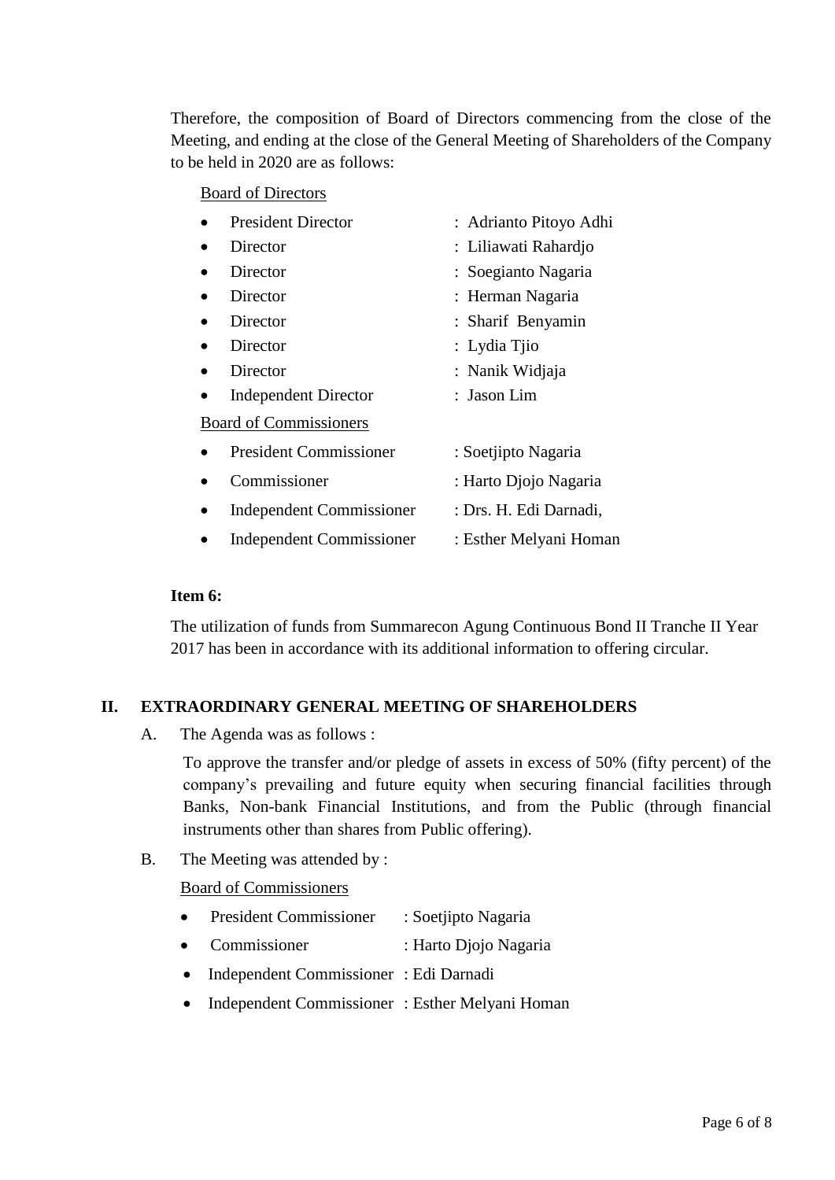Therefore, the composition of Board of Directors commencing from the close of the Meeting, and ending at the close of the General Meeting of Shareholders of the Company to be held in 2020 are as follows:

Board of Directors

- President Director : Adrianto Pitoyo Adhi
- Director : Liliawati Rahardjo
- Director : Soegianto Nagaria
- Director : Herman Nagaria
- Director : Sharif Benyamin
- Director : Lydia Tjio
- Director : Nanik Widjaja
- Independent Director : Jason Lim

Board of Commissioners

- President Commissioner : Soetjipto Nagaria
- Commissioner : Harto Djojo Nagaria
- Independent Commissioner : Drs. H. Edi Darnadi,
- Independent Commissioner : Esther Melyani Homan

**Item 6:**

The utilization of funds from Summarecon Agung Continuous Bond II Tranche II Year 2017 has been in accordance with its additional information to offering circular.

## II. EXTRAORDINARY GENERAL MEETING OF SHAREHOLDERS

A. The Agenda was as follows :

To approve the transfer and/or pledge of assets in excess of 50% (fifty percent) of the company's prevailing and future equity when securing financial facilities through Banks, Non-bank Financial Institutions, and from the Public (through financial instruments other than shares from Public offering).

B. The Meeting was attended by :

Board of Commissioners

- President Commissioner : Soetjipto Nagaria
- Commissioner : Harto Djojo Nagaria
- Independent Commissioner : Edi Darnadi
- Independent Commissioner : Esther Melyani Homan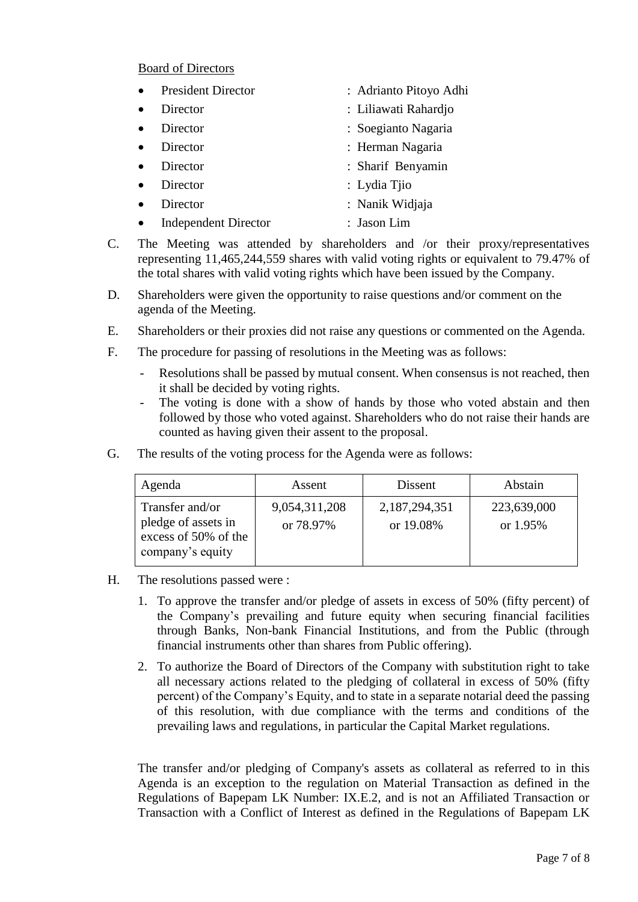Board of Directors

- President Director : Adrianto Pitoyo Adhi
- Director : Liliawati Rahardjo
- Director : Soegianto Nagaria
- Director : Herman Nagaria
- Director : Sharif Benyamin
- Director : Lydia Tjio
- Director : Nanik Widjaja
- Independent Director : Jason Lim

C. The Meeting was attended by shareholders and /or their proxy/representatives representing 11,465,244,559 shares with valid voting rights or equivalent to 79.47% of the total shares with valid voting rights which have been issued by the Company.

D. Shareholders were given the opportunity to raise questions and/or comment on the agenda of the Meeting.

E. Shareholders or their proxies did not raise any questions or commented on the Agenda.

F. The procedure for passing of resolutions in the Meeting was as follows:

- Resolutions shall be passed by mutual consent. When consensus is not reached, then it shall be decided by voting rights.
- The voting is done with a show of hands by those who voted abstain and then followed by those who voted against. Shareholders who do not raise their hands are counted as having given their assent to the proposal.

G. The results of the voting process for the Agenda were as follows:

| Agenda | Assent | Dissent | Abstain |
|---|---|---|---|
| Transfer and/or pledge of assets in excess of 50% of the company's equity | 9,054,311,208 or 78.97% | 2,187,294,351 or 19.08% | 223,639,000 or 1.95% |

H. The resolutions passed were :

1. To approve the transfer and/or pledge of assets in excess of 50% (fifty percent) of the Company's prevailing and future equity when securing financial facilities through Banks, Non-bank Financial Institutions, and from the Public (through financial instruments other than shares from Public offering).
2. To authorize the Board of Directors of the Company with substitution right to take all necessary actions related to the pledging of collateral in excess of 50% (fifty percent) of the Company's Equity, and to state in a separate notarial deed the passing of this resolution, with due compliance with the terms and conditions of the prevailing laws and regulations, in particular the Capital Market regulations.

The transfer and/or pledging of Company's assets as collateral as referred to in this Agenda is an exception to the regulation on Material Transaction as defined in the Regulations of Bapepam LK Number: IX.E.2, and is not an Affiliated Transaction or Transaction with a Conflict of Interest as defined in the Regulations of Bapepam LK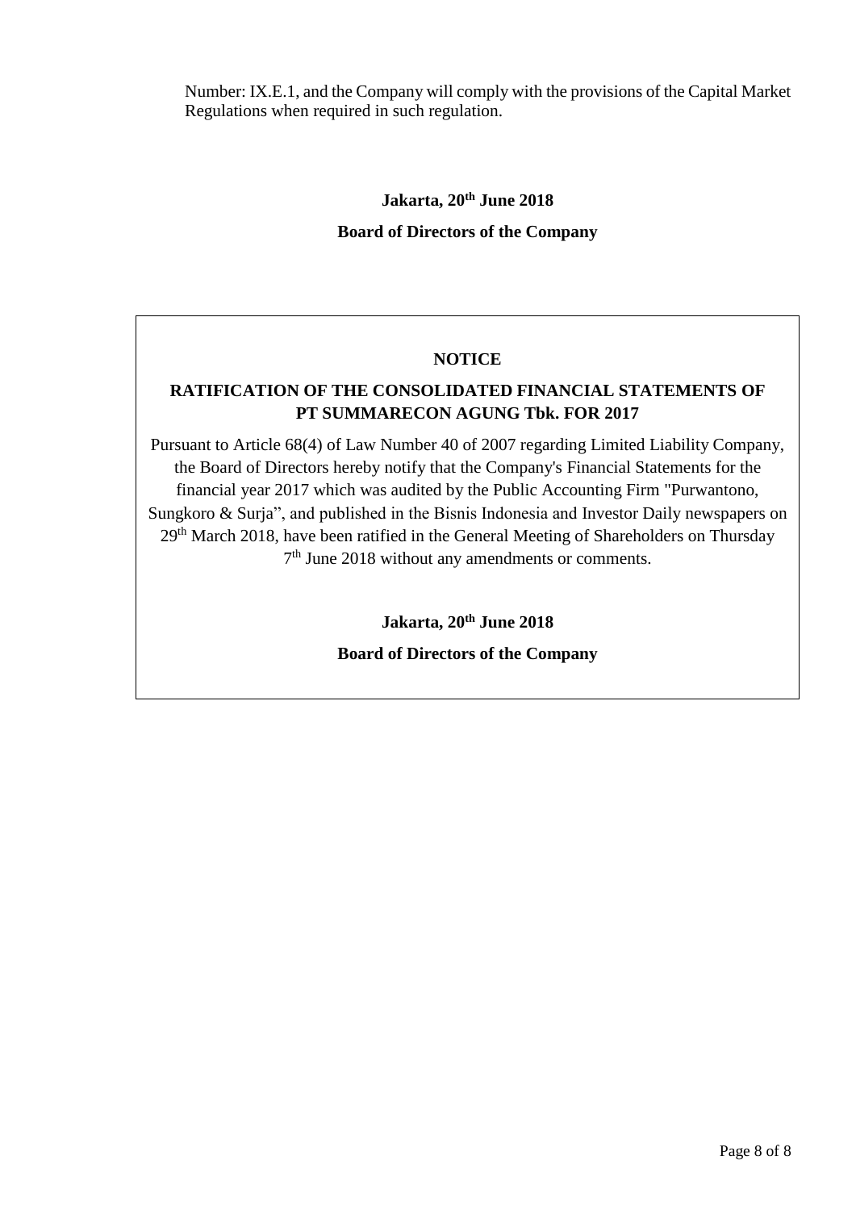Number: IX.E.1, and the Company will comply with the provisions of the Capital Market Regulations when required in such regulation.

**Jakarta, 20th June 2018**

**Board of Directors of the Company**

**NOTICE**

**RATIFICATION OF THE CONSOLIDATED FINANCIAL STATEMENTS OF PT SUMMARECON AGUNG Tbk. FOR 2017**

Pursuant to Article 68(4) of Law Number 40 of 2007 regarding Limited Liability Company, the Board of Directors hereby notify that the Company's Financial Statements for the financial year 2017 which was audited by the Public Accounting Firm "Purwantono, Sungkoro & Surja", and published in the Bisnis Indonesia and Investor Daily newspapers on 29th March 2018, have been ratified in the General Meeting of Shareholders on Thursday 7th June 2018 without any amendments or comments.

**Jakarta, 20th June 2018**

**Board of Directors of the Company**